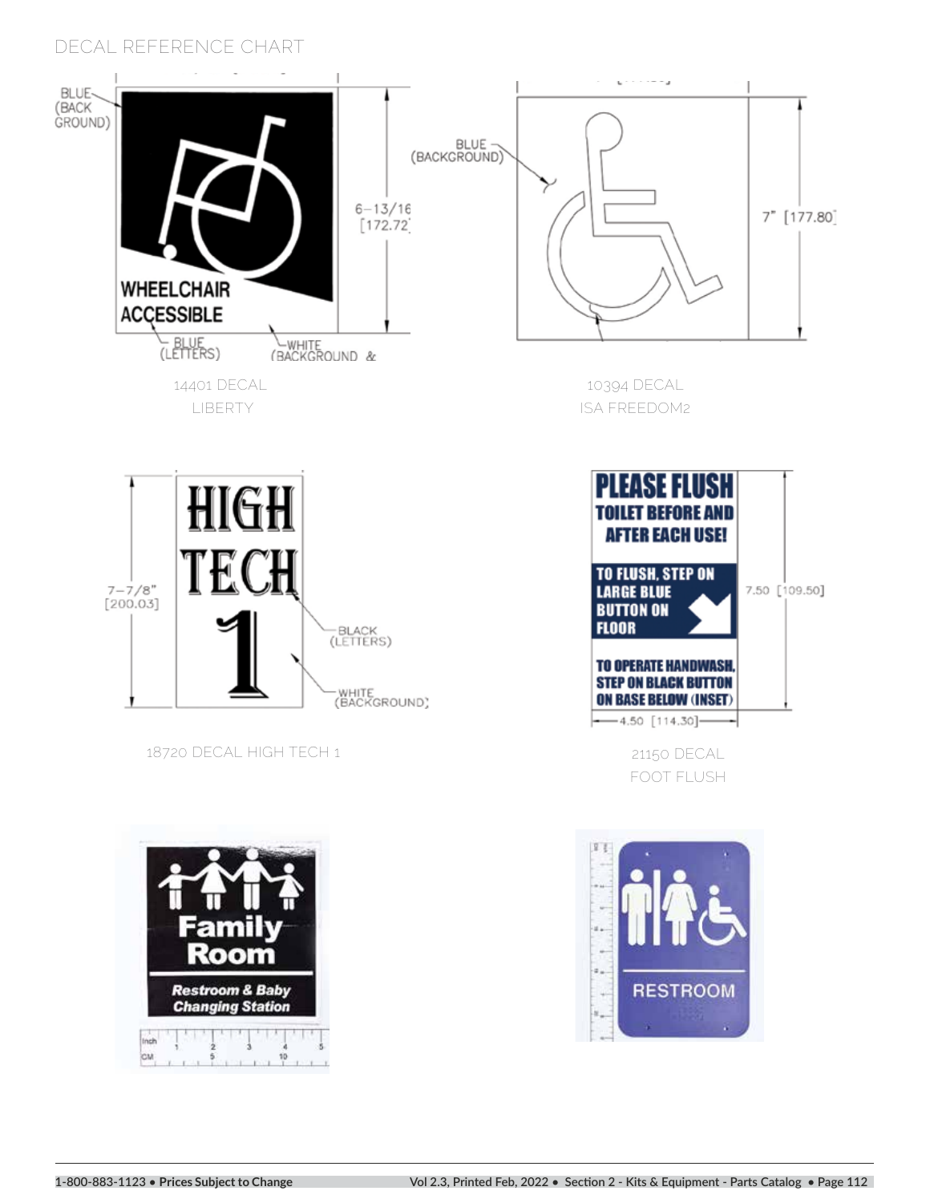# DECAL REFERENCE CHART

BLUE (BACK GROUND)

WHEELCHAIR ACCESSIBLE

BLUE (LETTERS)

WHITE (BACKGROUND &

6-13/16 [172.72]

14401 DECAL
LIBERTY

BLUE (BACKGROUND)

7" [177.80]

10394 DECAL
ISA FREEDOM2

HIGH TECH 1

7-7/8" [200.03]

BLACK (LETTERS)

WHITE (BACKGROUND)

18720 DECAL HIGH TECH 1

PLEASE FLUSH TOILET BEFORE AND AFTER EACH USE!

TO FLUSH, STEP ON LARGE BLUE BUTTON ON FLOOR

TO OPERATE HANDWASH, STEP ON BLACK BUTTON ON BASE BELOW (INSET)

7.50 [109.50]

4.50 [114.30]

21150 DECAL
FOOT FLUSH

Family Room

Restroom & Baby Changing Station

RESTROOM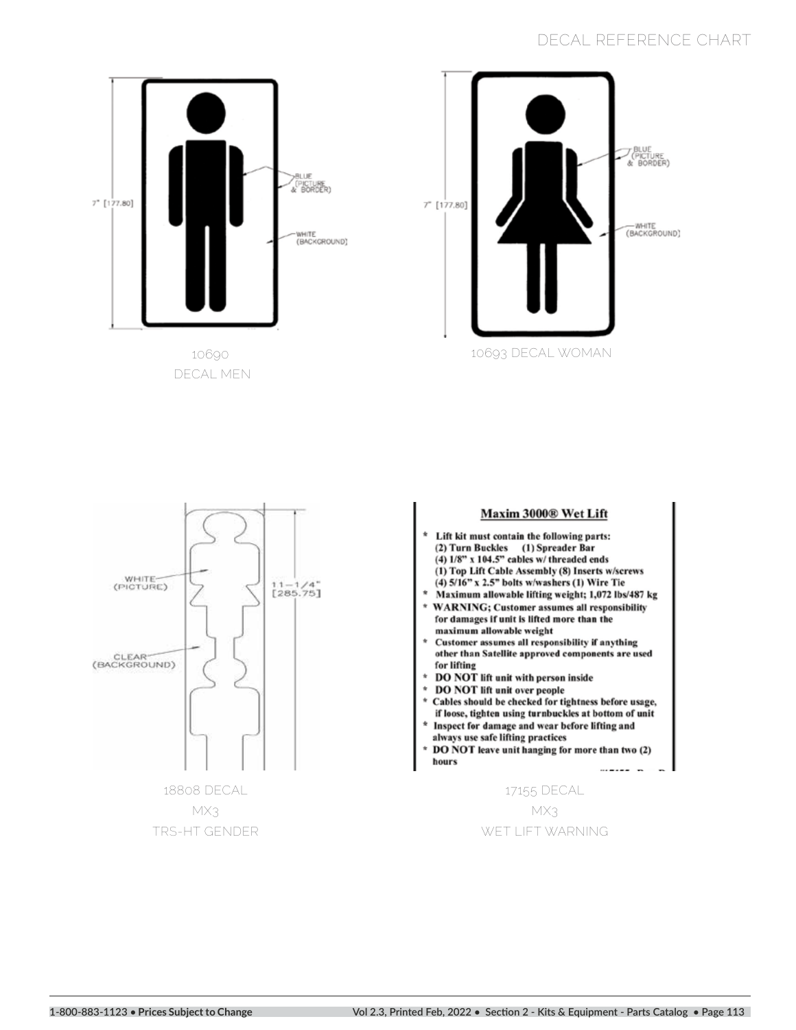# DECAL REFERENCE CHART

7" [177.80]

BLUE (PICTURE & BORDER)

WHITE (BACKGROUND)

10690
DECAL MEN

7" [177.80]

BLUE (PICTURE & BORDER)

WHITE (BACKGROUND)

10693 DECAL WOMAN

WHITE (PICTURE)

CLEAR (BACKGROUND)

11-1/4" [285.75]

18808 DECAL
MX3
TRS-HT GENDER

**Maxim 3000® Wet Lift**

- **Lift kit must contain the following parts:**
  **(2) Turn Buckles (1) Spreader Bar**
  **(4) 1/8" x 104.5" cables w/ threaded ends**
  **(1) Top Lift Cable Assembly (8) Inserts w/screws**
  **(4) 5/16" x 2.5" bolts w/washers (1) Wire Tie**
- **Maximum allowable lifting weight; 1,072 lbs/487 kg**
- **WARNING; Customer assumes all responsibility for damages if unit is lifted more than the maximum allowable weight**
- **Customer assumes all responsibility if anything other than Satellite approved components are used for lifting**
- **DO NOT lift unit with person inside**
- **DO NOT lift unit over people**
- **Cables should be checked for tightness before usage, if loose, tighten using turnbuckles at bottom of unit**
- **Inspect for damage and wear before lifting and always use safe lifting practices**
- **DO NOT leave unit hanging for more than two (2) hours**

17155 DECAL
MX3
WET LIFT WARNING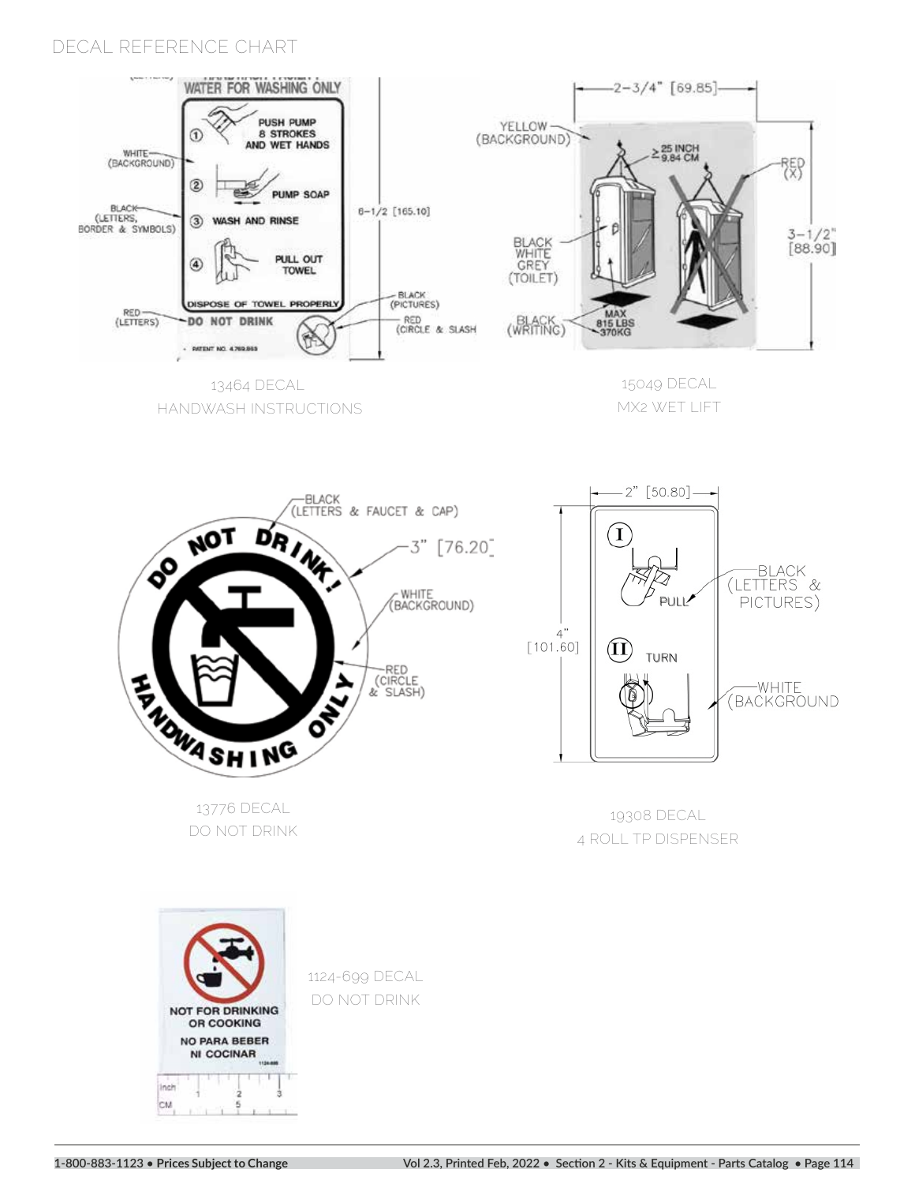# DECAL REFERENCE CHART

13464 DECAL
HANDWASH INSTRUCTIONS

15049 DECAL
MX2 WET LIFT

13776 DECAL
DO NOT DRINK

19308 DECAL
4 ROLL TP DISPENSER

1124-699 DECAL
DO NOT DRINK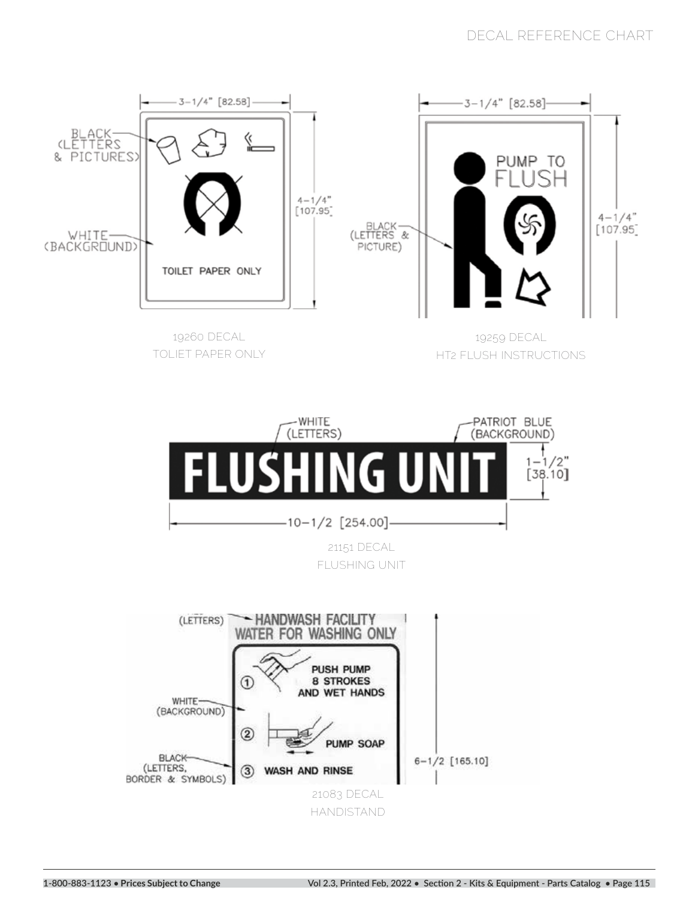# DECAL REFERENCE CHART

3-1/4" [82.58]

BLACK (LETTERS & PICTURES)

WHITE (BACKGROUND)

TOILET PAPER ONLY

4-1/4" [107.95]

19260 DECAL
TOLIET PAPER ONLY

3-1/4" [82.58]

PUMP TO FLUSH

BLACK (LETTERS & PICTURE)

4-1/4" [107.95]

19259 DECAL
HT2 FLUSH INSTRUCTIONS

WHITE (LETTERS)

PATRIOT BLUE (BACKGROUND)

FLUSHING UNIT

1-1/2" [38.10]

10-1/2 [254.00]

21151 DECAL
FLUSHING UNIT

(LETTERS)

HANDWASH FACILITY
WATER FOR WASHING ONLY

WHITE (BACKGROUND)

1. PUSH PUMP 8 STROKES AND WET HANDS
2. PUMP SOAP
3. WASH AND RINSE

BLACK (LETTERS, BORDER & SYMBOLS)

6-1/2 [165.10]

21083 DECAL
HANDISTAND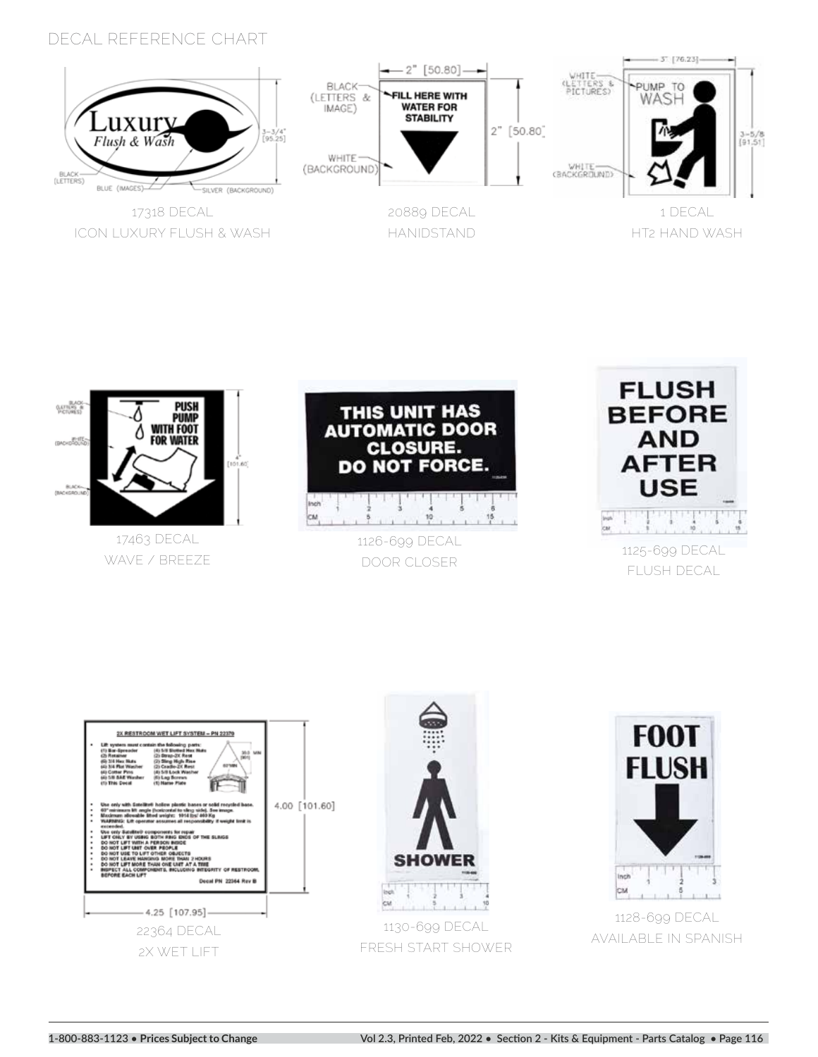# DECAL REFERENCE CHART

17318 DECAL
ICON LUXURY FLUSH & WASH

20889 DECAL
HANIDSTAND

1 DECAL
HT2 HAND WASH

17463 DECAL
WAVE / BREEZE

1126-699 DECAL
DOOR CLOSER

1125-699 DECAL
FLUSH DECAL

22364 DECAL
2X WET LIFT

1130-699 DECAL
FRESH START SHOWER

1128-699 DECAL
AVAILABLE IN SPANISH